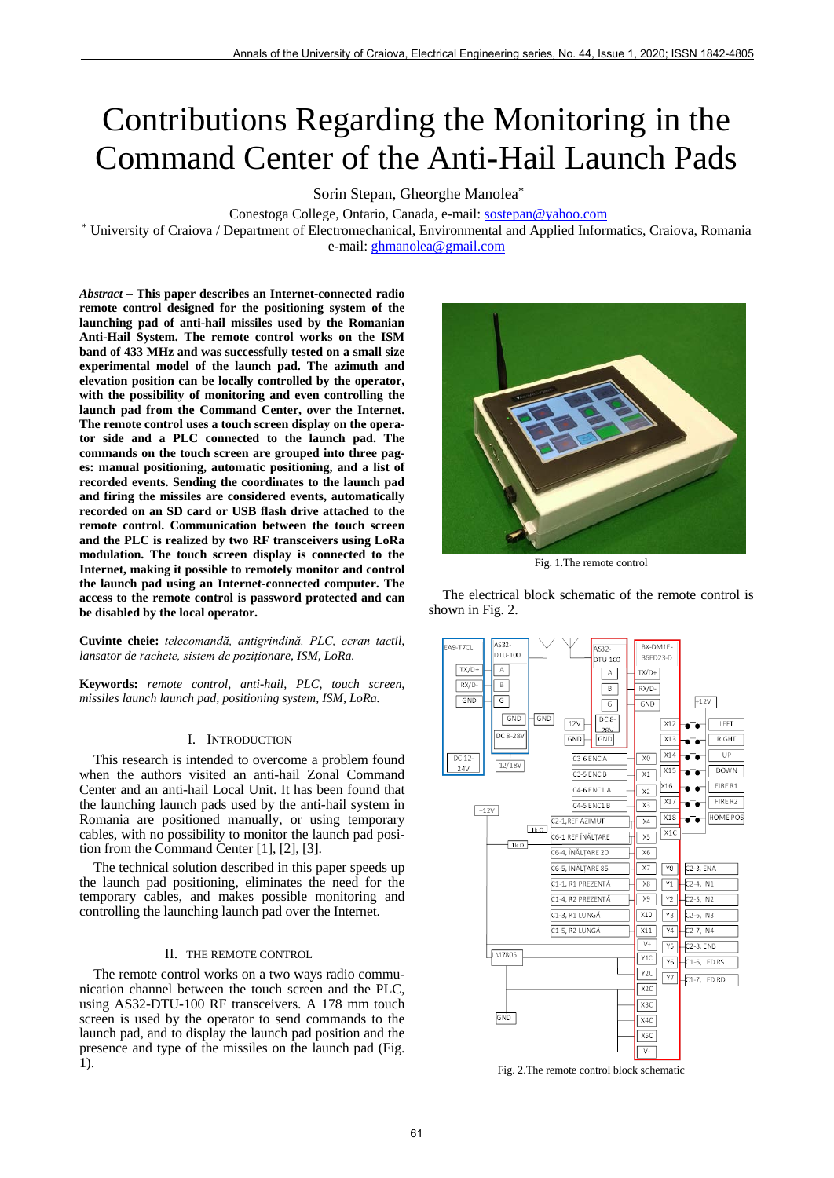# Contributions Regarding the Monitoring in the Command Center of the Anti-Hail Launch Pads

Sorin Stepan, Gheorghe Manolea*

Conestoga College, Ontario, Canada, e-mail: sostepan@yahoo.com

* University of Craiova / Department of Electromechanical, Environmental and Applied Informatics, Craiova, Romania
e-mail: ghmanolea@gmail.com

***Abstract* – This paper describes an Internet-connected radio remote control designed for the positioning system of the launching pad of anti-hail missiles used by the Romanian Anti-Hail System. The remote control works on the ISM band of 433 MHz and was successfully tested on a small size experimental model of the launch pad. The azimuth and elevation position can be locally controlled by the operator, with the possibility of monitoring and even controlling the launch pad from the Command Center, over the Internet. The remote control uses a touch screen display on the operator side and a PLC connected to the launch pad. The commands on the touch screen are grouped into three pages: manual positioning, automatic positioning, and a list of recorded events. Sending the coordinates to the launch pad and firing the missiles are considered events, automatically recorded on an SD card or USB flash drive attached to the remote control. Communication between the touch screen and the PLC is realized by two RF transceivers using LoRa modulation. The touch screen display is connected to the Internet, making it possible to remotely monitor and control the launch pad using an Internet-connected computer. The access to the remote control is password protected and can be disabled by the local operator.**

**Cuvinte cheie:** *telecomandă, antigrindină, PLC, ecran tactil, lansator de rachete, sistem de poziționare, ISM, LoRa.*

**Keywords:** *remote control, anti-hail, PLC, touch screen, missiles launch launch pad, positioning system, ISM, LoRa.*

## I. Introduction

This research is intended to overcome a problem found when the authors visited an anti-hail Zonal Command Center and an anti-hail Local Unit. It has been found that the launching launch pads used by the anti-hail system in Romania are positioned manually, or using temporary cables, with no possibility to monitor the launch pad position from the Command Center [1], [2], [3].

The technical solution described in this paper speeds up the launch pad positioning, eliminates the need for the temporary cables, and makes possible monitoring and controlling the launching launch pad over the Internet.

## II. The Remote Control

The remote control works on a two ways radio communication channel between the touch screen and the PLC, using AS32-DTU-100 RF transceivers. A 178 mm touch screen is used by the operator to send commands to the launch pad, and to display the launch pad position and the presence and type of the missiles on the launch pad (Fig. 1).

Fig. 1.The remote control

The electrical block schematic of the remote control is shown in Fig. 2.

Fig. 2.The remote control block schematic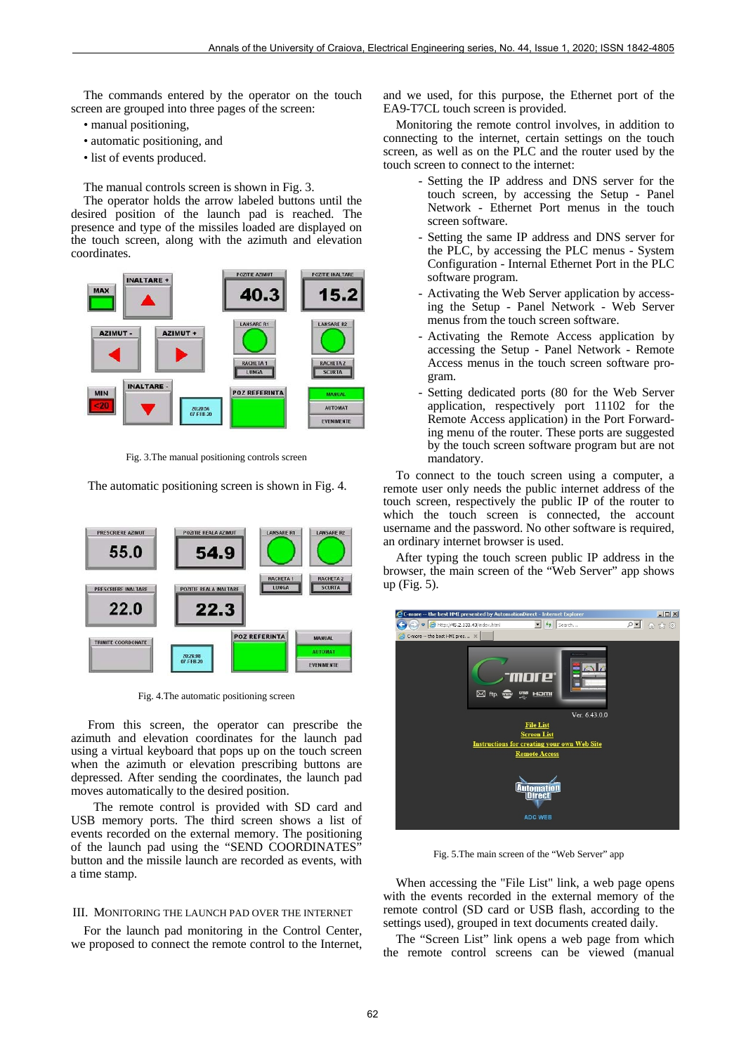The commands entered by the operator on the touch screen are grouped into three pages of the screen:

- manual positioning,
- automatic positioning, and
- list of events produced.

The manual controls screen is shown in Fig. 3.

The operator holds the arrow labeled buttons until the desired position of the launch pad is reached. The presence and type of the missiles loaded are displayed on the touch screen, along with the azimuth and elevation coordinates.

Fig. 3.The manual positioning controls screen

The automatic positioning screen is shown in Fig. 4.

Fig. 4.The automatic positioning screen

From this screen, the operator can prescribe the azimuth and elevation coordinates for the launch pad using a virtual keyboard that pops up on the touch screen when the azimuth or elevation prescribing buttons are depressed. After sending the coordinates, the launch pad moves automatically to the desired position.

The remote control is provided with SD card and USB memory ports. The third screen shows a list of events recorded on the external memory. The positioning of the launch pad using the "SEND COORDINATES" button and the missile launch are recorded as events, with a time stamp.

## III. MONITORING THE LAUNCH PAD OVER THE INTERNET

For the launch pad monitoring in the Control Center, we proposed to connect the remote control to the Internet, and we used, for this purpose, the Ethernet port of the EA9-T7CL touch screen is provided.

Monitoring the remote control involves, in addition to connecting to the internet, certain settings on the touch screen, as well as on the PLC and the router used by the touch screen to connect to the internet:

- Setting the IP address and DNS server for the touch screen, by accessing the Setup - Panel Network - Ethernet Port menus in the touch screen software.
- Setting the same IP address and DNS server for the PLC, by accessing the PLC menus - System Configuration - Internal Ethernet Port in the PLC software program.
- Activating the Web Server application by accessing the Setup - Panel Network - Web Server menus from the touch screen software.
- Activating the Remote Access application by accessing the Setup - Panel Network - Remote Access menus in the touch screen software program.
- Setting dedicated ports (80 for the Web Server application, respectively port 11102 for the Remote Access application) in the Port Forwarding menu of the router. These ports are suggested by the touch screen software program but are not mandatory.

To connect to the touch screen using a computer, a remote user only needs the public internet address of the touch screen, respectively the public IP of the router to which the touch screen is connected, the account username and the password. No other software is required, an ordinary internet browser is used.

After typing the touch screen public IP address in the browser, the main screen of the "Web Server" app shows up (Fig. 5).

Fig. 5.The main screen of the "Web Server" app

When accessing the "File List" link, a web page opens with the events recorded in the external memory of the remote control (SD card or USB flash, according to the settings used), grouped in text documents created daily.

The "Screen List" link opens a web page from which the remote control screens can be viewed (manual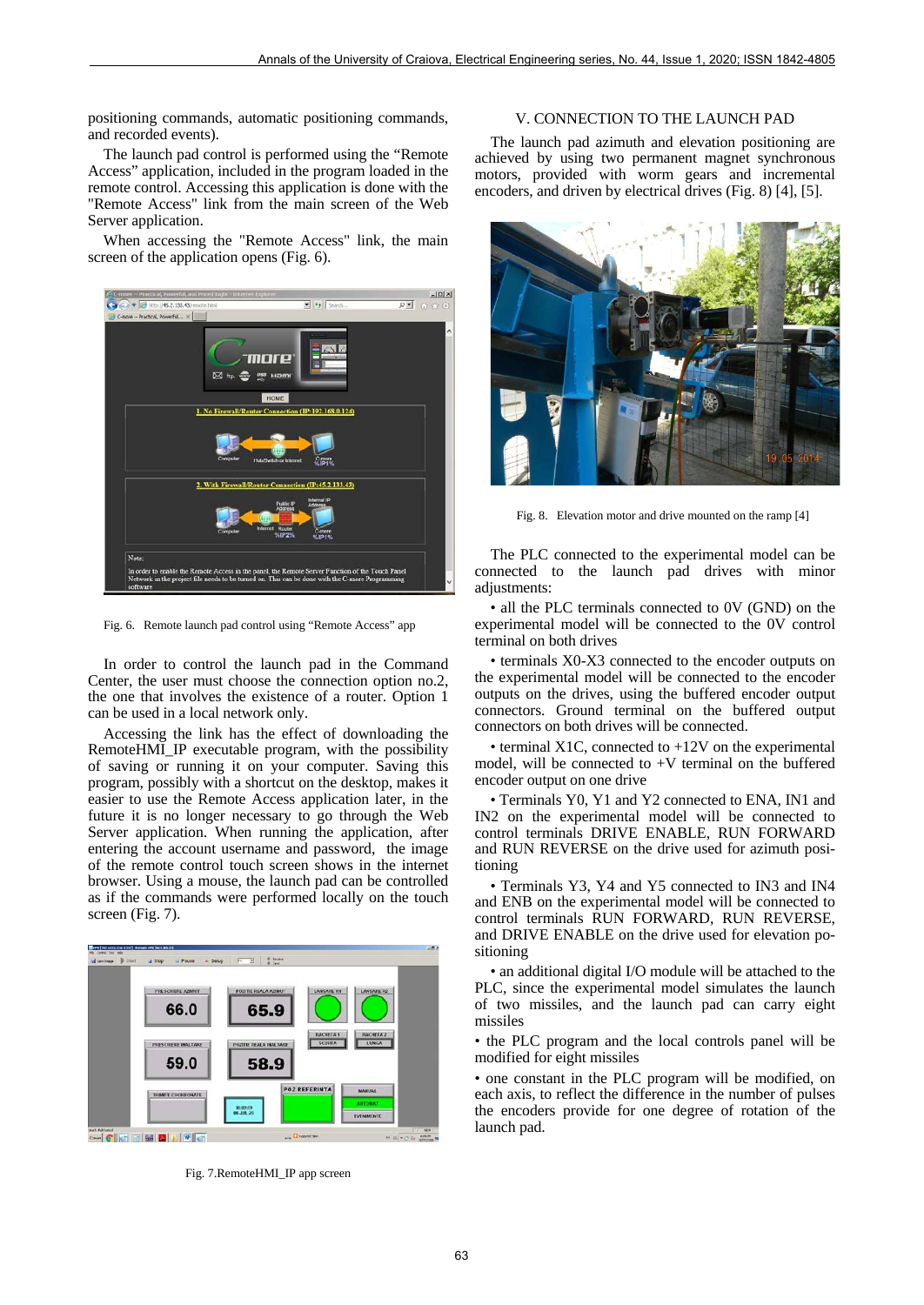positioning commands, automatic positioning commands, and recorded events).

The launch pad control is performed using the "Remote Access" application, included in the program loaded in the remote control. Accessing this application is done with the "Remote Access" link from the main screen of the Web Server application.

When accessing the "Remote Access" link, the main screen of the application opens (Fig. 6).

Fig. 6. Remote launch pad control using "Remote Access" app

In order to control the launch pad in the Command Center, the user must choose the connection option no.2, the one that involves the existence of a router. Option 1 can be used in a local network only.

Accessing the link has the effect of downloading the RemoteHMI_IP executable program, with the possibility of saving or running it on your computer. Saving this program, possibly with a shortcut on the desktop, makes it easier to use the Remote Access application later, in the future it is no longer necessary to go through the Web Server application. When running the application, after entering the account username and password, the image of the remote control touch screen shows in the internet browser. Using a mouse, the launch pad can be controlled as if the commands were performed locally on the touch screen (Fig. 7).

Fig. 7.RemoteHMI_IP app screen

## V. CONNECTION TO THE LAUNCH PAD

The launch pad azimuth and elevation positioning are achieved by using two permanent magnet synchronous motors, provided with worm gears and incremental encoders, and driven by electrical drives (Fig. 8) [4], [5].

Fig. 8. Elevation motor and drive mounted on the ramp [4]

The PLC connected to the experimental model can be connected to the launch pad drives with minor adjustments:

- all the PLC terminals connected to 0V (GND) on the experimental model will be connected to the 0V control terminal on both drives
- terminals X0-X3 connected to the encoder outputs on the experimental model will be connected to the encoder outputs on the drives, using the buffered encoder output connectors. Ground terminal on the buffered output connectors on both drives will be connected.
- terminal X1C, connected to +12V on the experimental model, will be connected to +V terminal on the buffered encoder output on one drive
- Terminals Y0, Y1 and Y2 connected to ENA, IN1 and IN2 on the experimental model will be connected to control terminals DRIVE ENABLE, RUN FORWARD and RUN REVERSE on the drive used for azimuth positioning
- Terminals Y3, Y4 and Y5 connected to IN3 and IN4 and ENB on the experimental model will be connected to control terminals RUN FORWARD, RUN REVERSE, and DRIVE ENABLE on the drive used for elevation positioning
- an additional digital I/O module will be attached to the PLC, since the experimental model simulates the launch of two missiles, and the launch pad can carry eight missiles
- the PLC program and the local controls panel will be modified for eight missiles
- one constant in the PLC program will be modified, on each axis, to reflect the difference in the number of pulses the encoders provide for one degree of rotation of the launch pad.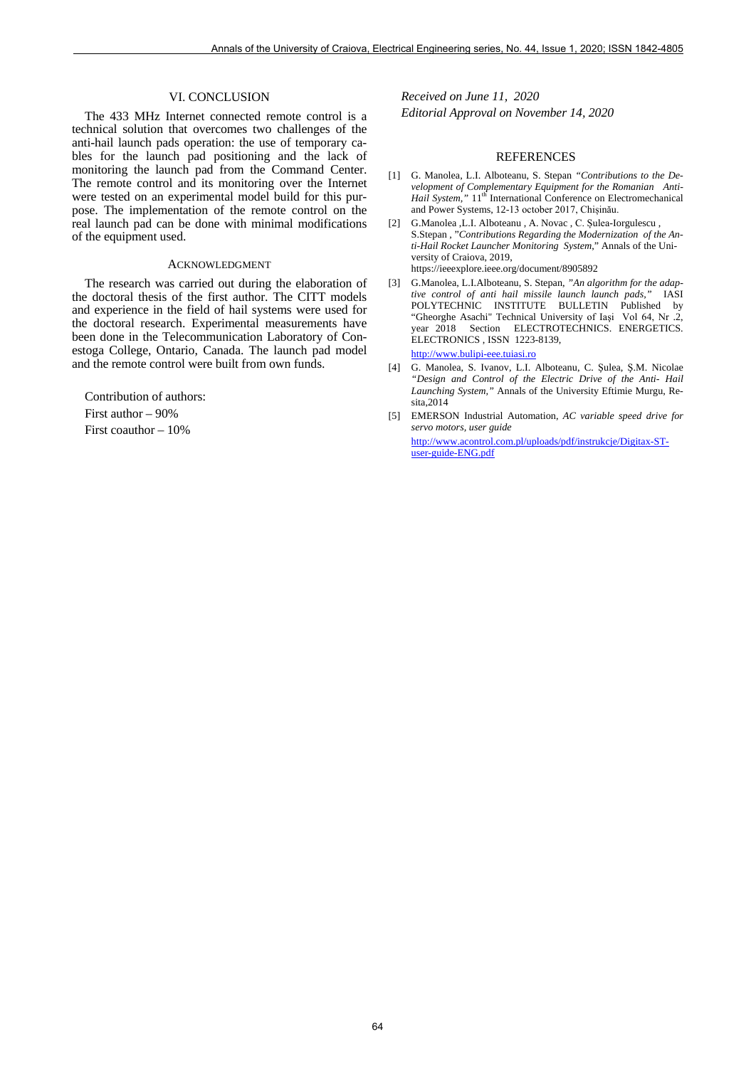## VI. CONCLUSION

The 433 MHz Internet connected remote control is a technical solution that overcomes two challenges of the anti-hail launch pads operation: the use of temporary cables for the launch pad positioning and the lack of monitoring the launch pad from the Command Center. The remote control and its monitoring over the Internet were tested on an experimental model build for this purpose. The implementation of the remote control on the real launch pad can be done with minimal modifications of the equipment used.

## ACKNOWLEDGMENT

The research was carried out during the elaboration of the doctoral thesis of the first author. The CITT models and experience in the field of hail systems were used for the doctoral research. Experimental measurements have been done in the Telecommunication Laboratory of Conestoga College, Ontario, Canada. The launch pad model and the remote control were built from own funds.

Contribution of authors:

First author – 90%

First coauthor – 10%

*Received on June 11, 2020*

*Editorial Approval on November 14, 2020*

## REFERENCES

[1] G. Manolea, L.I. Alboteanu, S. Stepan *"Contributions to the Development of Complementary Equipment for the Romanian Anti-Hail System,"* 11th International Conference on Electromechanical and Power Systems, 12-13 october 2017, Chișinău.

[2] G.Manolea ,L.I. Alboteanu , A. Novac , C. Șulea-Iorgulescu , S.Stepan , "*Contributions Regarding the Modernization of the Anti-Hail Rocket Launcher Monitoring System*," Annals of the University of Craiova, 2019, https://ieeexplore.ieee.org/document/8905892

[3] G.Manolea, L.I.Alboteanu, S. Stepan, *"An algorithm for the adaptive control of anti hail missile launch launch pads,"* IASI POLYTECHNIC INSTITUTE BULLETIN Published by "Gheorghe Asachi" Technical University of Iași Vol 64, Nr .2, year 2018 Section ELECTROTECHNICS. ENERGETICS. ELECTRONICS , ISSN 1223-8139, http://www.bulipi-eee.tuiasi.ro

[4] G. Manolea, S. Ivanov, L.I. Alboteanu, C. Șulea, Ș.M. Nicolae *"Design and Control of the Electric Drive of the Anti- Hail Launching System,"* Annals of the University Eftimie Murgu, Resita,2014

[5] EMERSON Industrial Automation, *AC variable speed drive for servo motors, user guide* http://www.acontrol.com.pl/uploads/pdf/instrukcje/Digitax-ST-user-guide-ENG.pdf